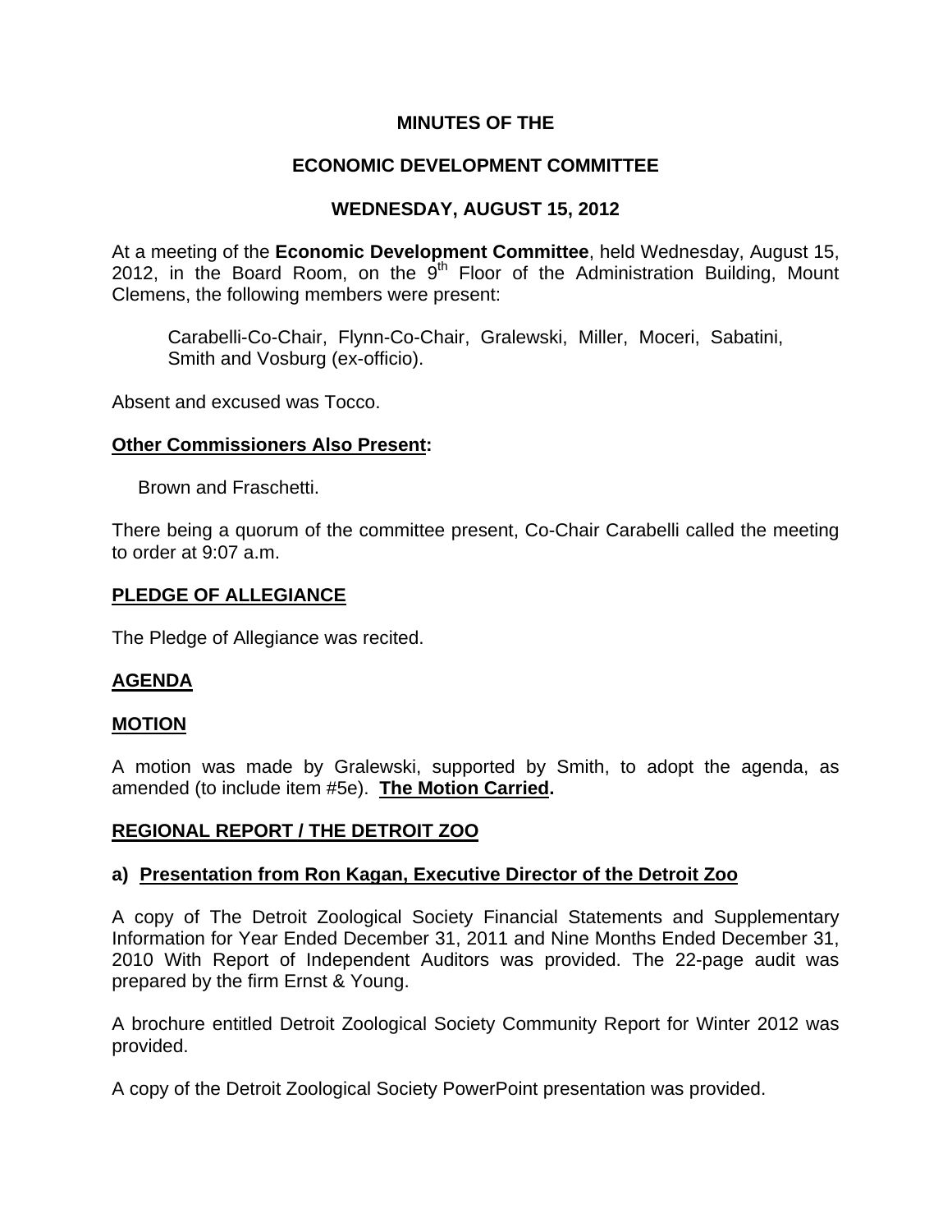# MINUTES OF THE

# ECONOMIC DEVELOPMENT COMMITTEE

## WEDNESDAY, AUGUST 15, 2012

At a meeting of the **Economic Development Committee**, held Wednesday, August 15, 2012, in the Board Room, on the 9th Floor of the Administration Building, Mount Clemens, the following members were present:

> Carabelli-Co-Chair, Flynn-Co-Chair, Gralewski, Miller, Moceri, Sabatini, Smith and Vosburg (ex-officio).

Absent and excused was Tocco.

**Other Commissioners Also Present:**

> Brown and Fraschetti.

There being a quorum of the committee present, Co-Chair Carabelli called the meeting to order at 9:07 a.m.

**PLEDGE OF ALLEGIANCE**

The Pledge of Allegiance was recited.

**AGENDA**

**MOTION**

A motion was made by Gralewski, supported by Smith, to adopt the agenda, as amended (to include item #5e). **The Motion Carried.**

**REGIONAL REPORT / THE DETROIT ZOO**

**a) Presentation from Ron Kagan, Executive Director of the Detroit Zoo**

A copy of The Detroit Zoological Society Financial Statements and Supplementary Information for Year Ended December 31, 2011 and Nine Months Ended December 31, 2010 With Report of Independent Auditors was provided. The 22-page audit was prepared by the firm Ernst & Young.

A brochure entitled Detroit Zoological Society Community Report for Winter 2012 was provided.

A copy of the Detroit Zoological Society PowerPoint presentation was provided.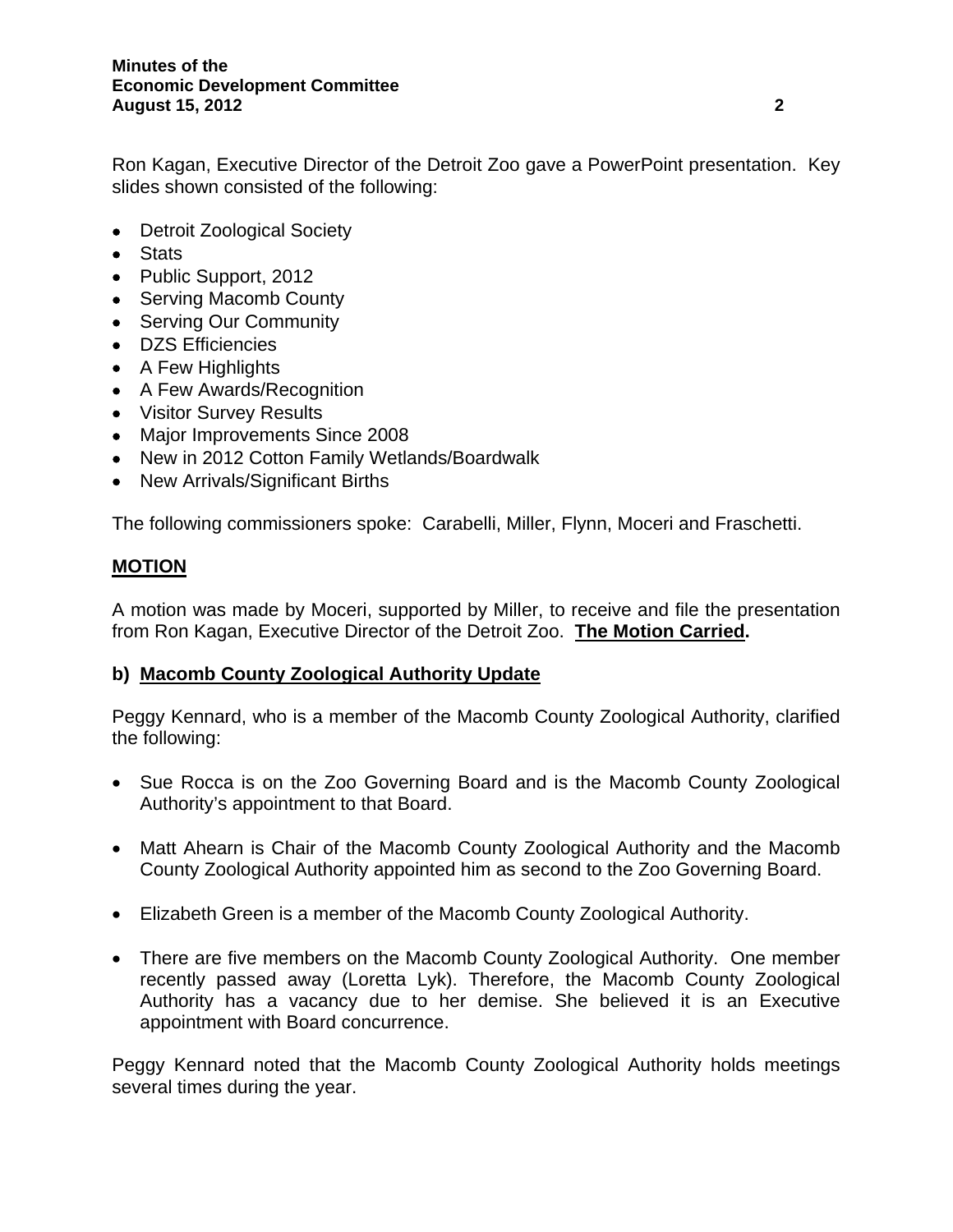Ron Kagan, Executive Director of the Detroit Zoo gave a PowerPoint presentation. Key slides shown consisted of the following:

- Detroit Zoological Society
- Stats
- Public Support, 2012
- Serving Macomb County
- Serving Our Community
- DZS Efficiencies
- A Few Highlights
- A Few Awards/Recognition
- Visitor Survey Results
- Major Improvements Since 2008
- New in 2012 Cotton Family Wetlands/Boardwalk
- New Arrivals/Significant Births

The following commissioners spoke: Carabelli, Miller, Flynn, Moceri and Fraschetti.

**MOTION**

A motion was made by Moceri, supported by Miller, to receive and file the presentation from Ron Kagan, Executive Director of the Detroit Zoo. **The Motion Carried.**

**b) Macomb County Zoological Authority Update**

Peggy Kennard, who is a member of the Macomb County Zoological Authority, clarified the following:

- Sue Rocca is on the Zoo Governing Board and is the Macomb County Zoological Authority's appointment to that Board.

- Matt Ahearn is Chair of the Macomb County Zoological Authority and the Macomb County Zoological Authority appointed him as second to the Zoo Governing Board.

- Elizabeth Green is a member of the Macomb County Zoological Authority.

- There are five members on the Macomb County Zoological Authority. One member recently passed away (Loretta Lyk). Therefore, the Macomb County Zoological Authority has a vacancy due to her demise. She believed it is an Executive appointment with Board concurrence.

Peggy Kennard noted that the Macomb County Zoological Authority holds meetings several times during the year.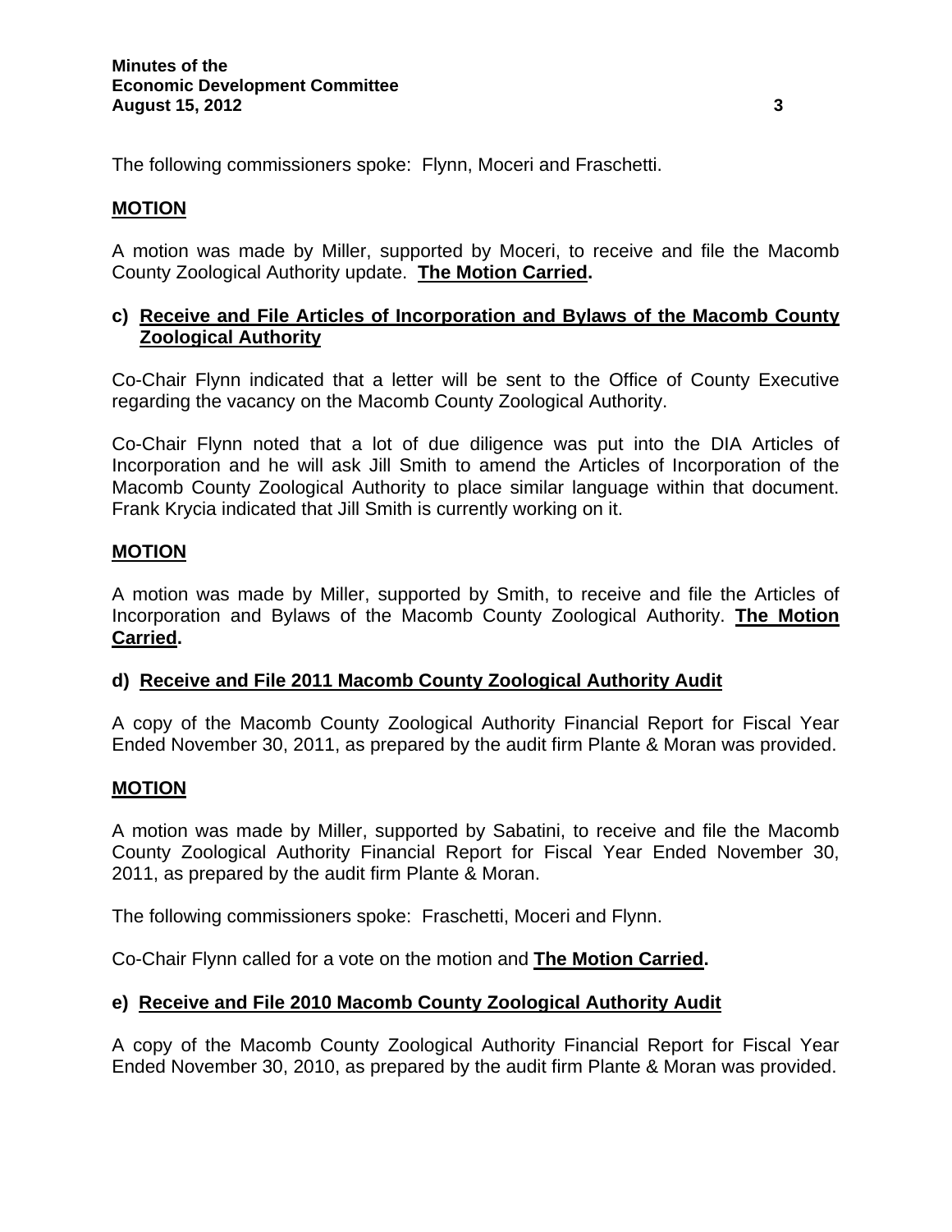The following commissioners spoke: Flynn, Moceri and Fraschetti.

**MOTION**

A motion was made by Miller, supported by Moceri, to receive and file the Macomb County Zoological Authority update. **The Motion Carried.**

**c) Receive and File Articles of Incorporation and Bylaws of the Macomb County Zoological Authority**

Co-Chair Flynn indicated that a letter will be sent to the Office of County Executive regarding the vacancy on the Macomb County Zoological Authority.

Co-Chair Flynn noted that a lot of due diligence was put into the DIA Articles of Incorporation and he will ask Jill Smith to amend the Articles of Incorporation of the Macomb County Zoological Authority to place similar language within that document. Frank Krycia indicated that Jill Smith is currently working on it.

**MOTION**

A motion was made by Miller, supported by Smith, to receive and file the Articles of Incorporation and Bylaws of the Macomb County Zoological Authority. **The Motion Carried.**

**d) Receive and File 2011 Macomb County Zoological Authority Audit**

A copy of the Macomb County Zoological Authority Financial Report for Fiscal Year Ended November 30, 2011, as prepared by the audit firm Plante & Moran was provided.

**MOTION**

A motion was made by Miller, supported by Sabatini, to receive and file the Macomb County Zoological Authority Financial Report for Fiscal Year Ended November 30, 2011, as prepared by the audit firm Plante & Moran.

The following commissioners spoke: Fraschetti, Moceri and Flynn.

Co-Chair Flynn called for a vote on the motion and **The Motion Carried.**

**e) Receive and File 2010 Macomb County Zoological Authority Audit**

A copy of the Macomb County Zoological Authority Financial Report for Fiscal Year Ended November 30, 2010, as prepared by the audit firm Plante & Moran was provided.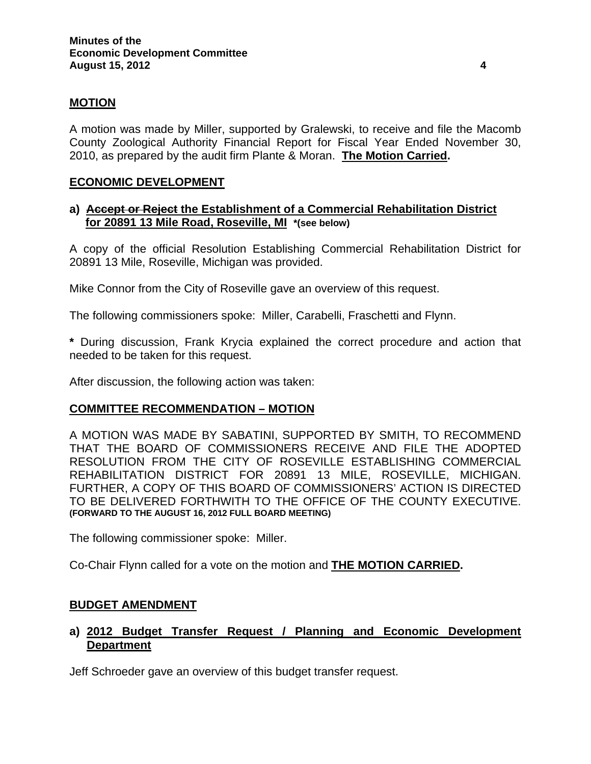**MOTION**

A motion was made by Miller, supported by Gralewski, to receive and file the Macomb County Zoological Authority Financial Report for Fiscal Year Ended November 30, 2010, as prepared by the audit firm Plante & Moran. **The Motion Carried.**

**ECONOMIC DEVELOPMENT**

**a) ~~Accept or Reject~~ the Establishment of a Commercial Rehabilitation District for 20891 13 Mile Road, Roseville, MI** ***(see below)**

A copy of the official Resolution Establishing Commercial Rehabilitation District for 20891 13 Mile, Roseville, Michigan was provided.

Mike Connor from the City of Roseville gave an overview of this request.

The following commissioners spoke: Miller, Carabelli, Fraschetti and Flynn.

**\*** During discussion, Frank Krycia explained the correct procedure and action that needed to be taken for this request.

After discussion, the following action was taken:

**COMMITTEE RECOMMENDATION – MOTION**

A MOTION WAS MADE BY SABATINI, SUPPORTED BY SMITH, TO RECOMMEND THAT THE BOARD OF COMMISSIONERS RECEIVE AND FILE THE ADOPTED RESOLUTION FROM THE CITY OF ROSEVILLE ESTABLISHING COMMERCIAL REHABILITATION DISTRICT FOR 20891 13 MILE, ROSEVILLE, MICHIGAN. FURTHER, A COPY OF THIS BOARD OF COMMISSIONERS' ACTION IS DIRECTED TO BE DELIVERED FORTHWITH TO THE OFFICE OF THE COUNTY EXECUTIVE. **(FORWARD TO THE AUGUST 16, 2012 FULL BOARD MEETING)**

The following commissioner spoke: Miller.

Co-Chair Flynn called for a vote on the motion and **THE MOTION CARRIED.**

**BUDGET AMENDMENT**

**a) 2012 Budget Transfer Request / Planning and Economic Development Department**

Jeff Schroeder gave an overview of this budget transfer request.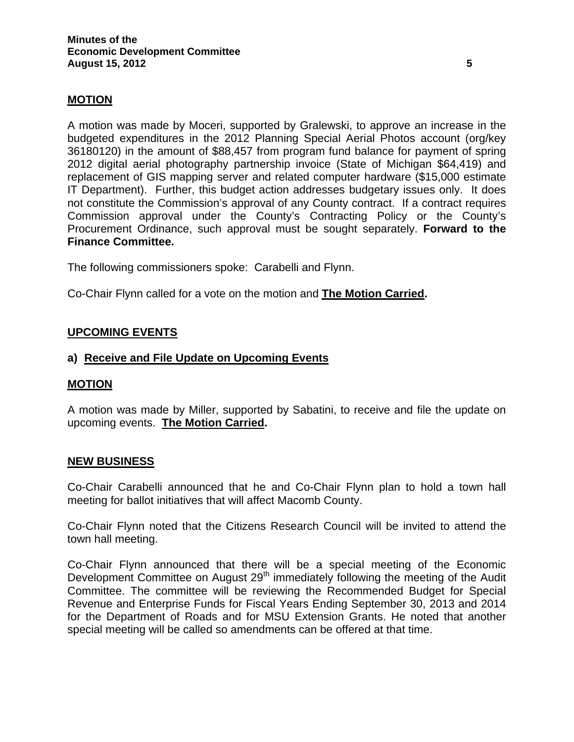**MOTION**

A motion was made by Moceri, supported by Gralewski, to approve an increase in the budgeted expenditures in the 2012 Planning Special Aerial Photos account (org/key 36180120) in the amount of $88,457 from program fund balance for payment of spring 2012 digital aerial photography partnership invoice (State of Michigan $64,419) and replacement of GIS mapping server and related computer hardware ($15,000 estimate IT Department). Further, this budget action addresses budgetary issues only. It does not constitute the Commission's approval of any County contract. If a contract requires Commission approval under the County's Contracting Policy or the County's Procurement Ordinance, such approval must be sought separately. **Forward to the Finance Committee.**

The following commissioners spoke: Carabelli and Flynn.

Co-Chair Flynn called for a vote on the motion and **The Motion Carried.**

## UPCOMING EVENTS

### a) Receive and File Update on Upcoming Events

**MOTION**

A motion was made by Miller, supported by Sabatini, to receive and file the update on upcoming events. **The Motion Carried.**

## NEW BUSINESS

Co-Chair Carabelli announced that he and Co-Chair Flynn plan to hold a town hall meeting for ballot initiatives that will affect Macomb County.

Co-Chair Flynn noted that the Citizens Research Council will be invited to attend the town hall meeting.

Co-Chair Flynn announced that there will be a special meeting of the Economic Development Committee on August 29th immediately following the meeting of the Audit Committee. The committee will be reviewing the Recommended Budget for Special Revenue and Enterprise Funds for Fiscal Years Ending September 30, 2013 and 2014 for the Department of Roads and for MSU Extension Grants. He noted that another special meeting will be called so amendments can be offered at that time.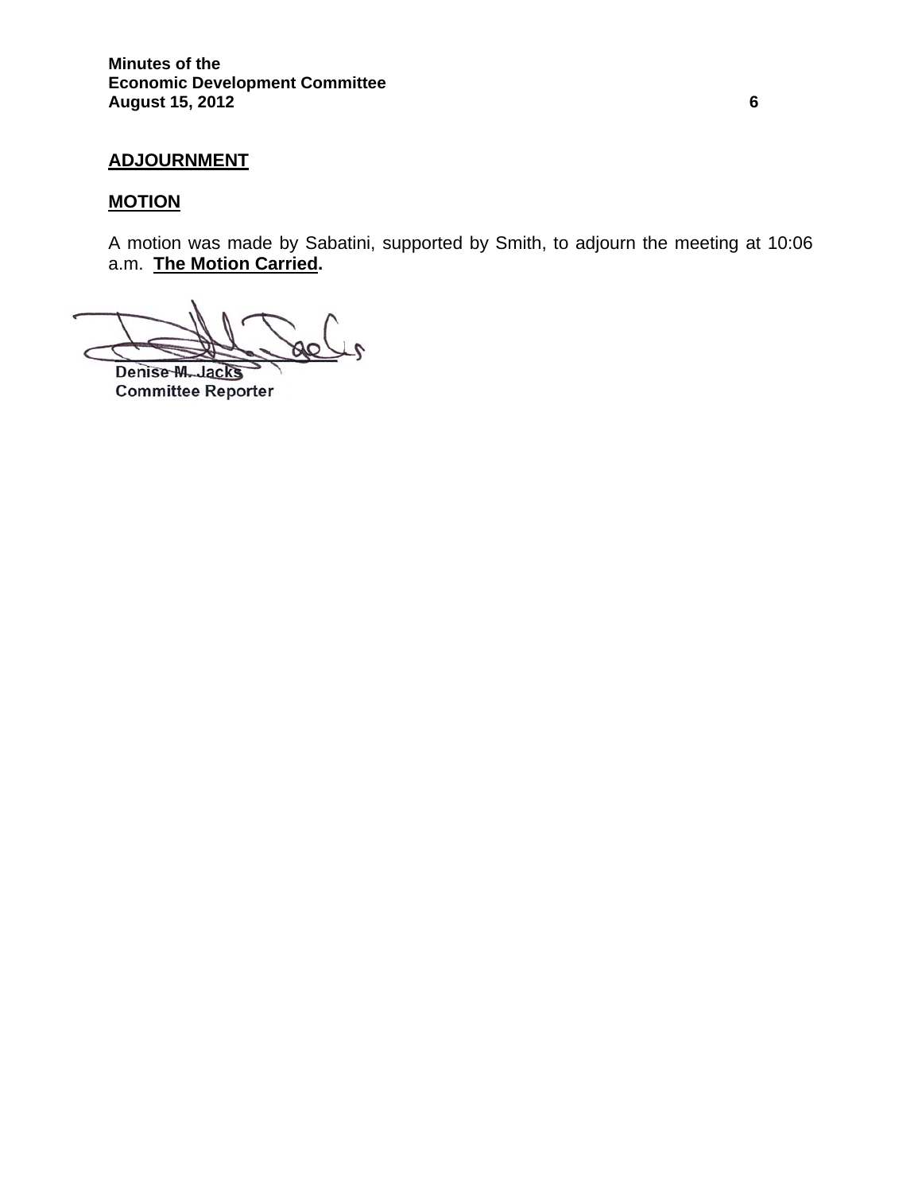## ADJOURNMENT

### MOTION

A motion was made by Sabatini, supported by Smith, to adjourn the meeting at 10:06 a.m. **The Motion Carried.**

Denise M. Jacks
Committee Reporter